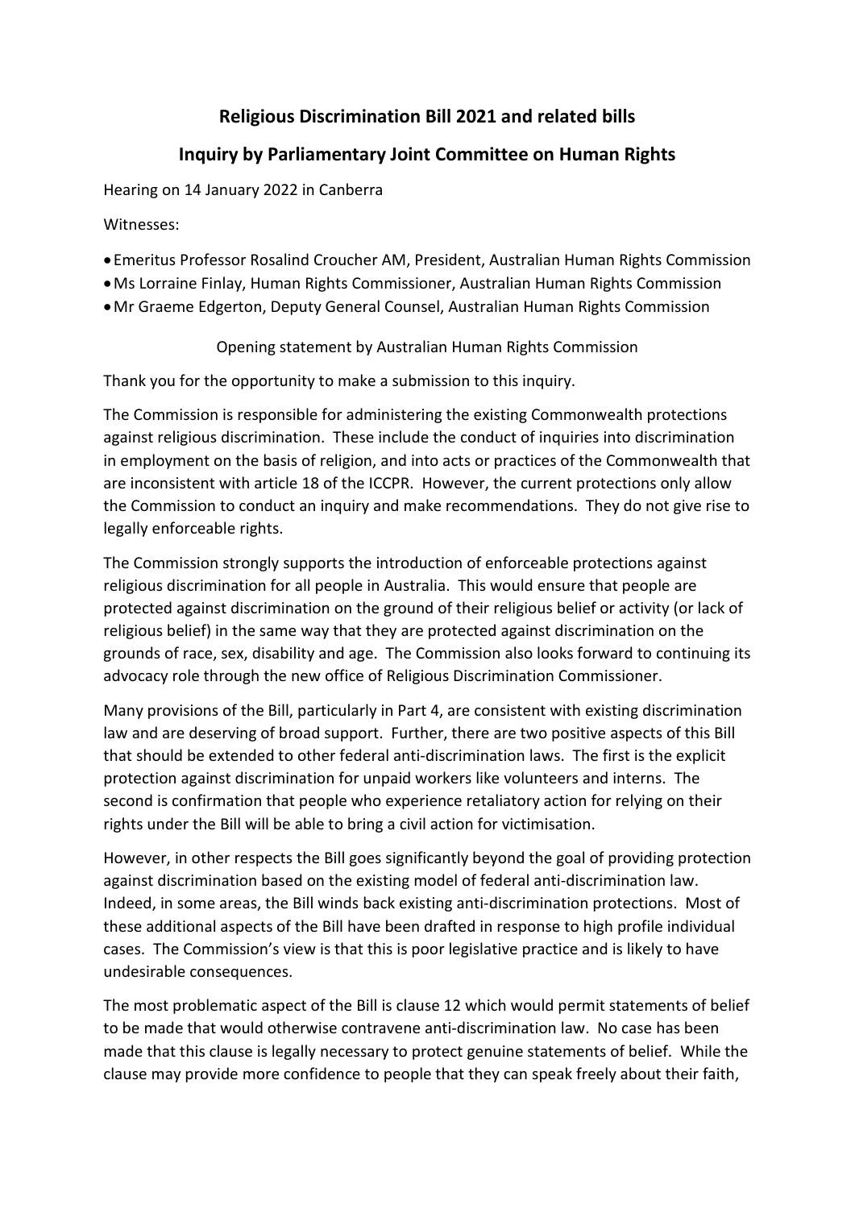# Religious Discrimination Bill 2021 and related bills

## Inquiry by Parliamentary Joint Committee on Human Rights

Hearing on 14 January 2022 in Canberra

Witnesses:

- Emeritus Professor Rosalind Croucher AM, President, Australian Human Rights Commission
- Ms Lorraine Finlay, Human Rights Commissioner, Australian Human Rights Commission
- Mr Graeme Edgerton, Deputy General Counsel, Australian Human Rights Commission

Opening statement by Australian Human Rights Commission

Thank you for the opportunity to make a submission to this inquiry.

The Commission is responsible for administering the existing Commonwealth protections against religious discrimination. These include the conduct of inquiries into discrimination in employment on the basis of religion, and into acts or practices of the Commonwealth that are inconsistent with article 18 of the ICCPR. However, the current protections only allow the Commission to conduct an inquiry and make recommendations. They do not give rise to legally enforceable rights.

The Commission strongly supports the introduction of enforceable protections against religious discrimination for all people in Australia. This would ensure that people are protected against discrimination on the ground of their religious belief or activity (or lack of religious belief) in the same way that they are protected against discrimination on the grounds of race, sex, disability and age. The Commission also looks forward to continuing its advocacy role through the new office of Religious Discrimination Commissioner.

Many provisions of the Bill, particularly in Part 4, are consistent with existing discrimination law and are deserving of broad support. Further, there are two positive aspects of this Bill that should be extended to other federal anti-discrimination laws. The first is the explicit protection against discrimination for unpaid workers like volunteers and interns. The second is confirmation that people who experience retaliatory action for relying on their rights under the Bill will be able to bring a civil action for victimisation.

However, in other respects the Bill goes significantly beyond the goal of providing protection against discrimination based on the existing model of federal anti-discrimination law. Indeed, in some areas, the Bill winds back existing anti-discrimination protections. Most of these additional aspects of the Bill have been drafted in response to high profile individual cases. The Commission's view is that this is poor legislative practice and is likely to have undesirable consequences.

The most problematic aspect of the Bill is clause 12 which would permit statements of belief to be made that would otherwise contravene anti-discrimination law. No case has been made that this clause is legally necessary to protect genuine statements of belief. While the clause may provide more confidence to people that they can speak freely about their faith,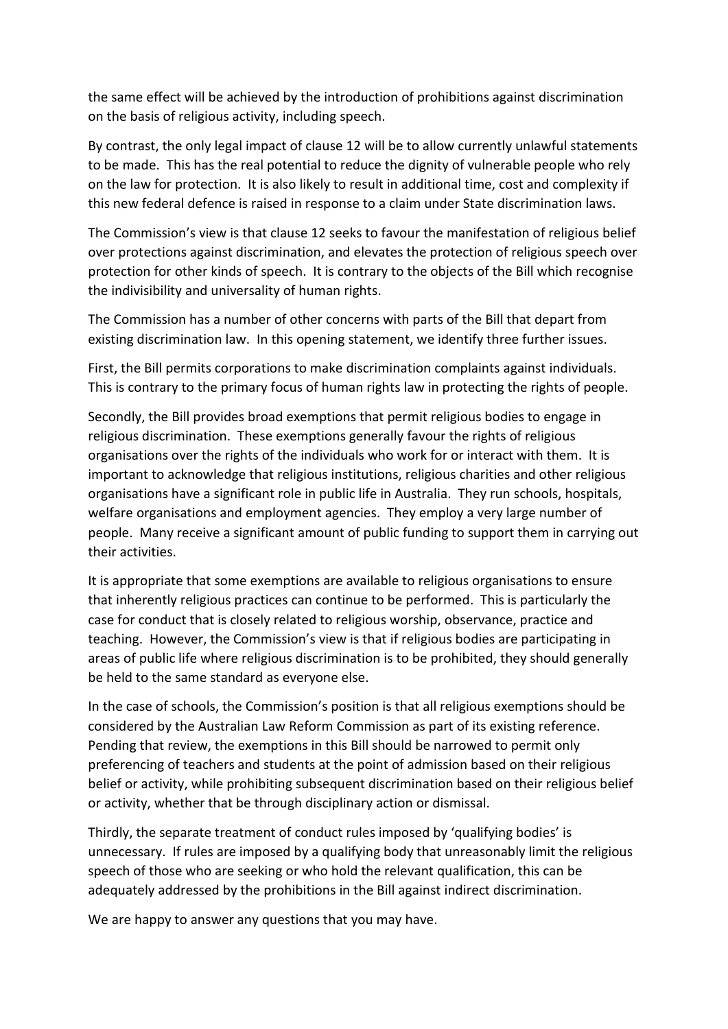the same effect will be achieved by the introduction of prohibitions against discrimination on the basis of religious activity, including speech.

By contrast, the only legal impact of clause 12 will be to allow currently unlawful statements to be made. This has the real potential to reduce the dignity of vulnerable people who rely on the law for protection. It is also likely to result in additional time, cost and complexity if this new federal defence is raised in response to a claim under State discrimination laws.

The Commission's view is that clause 12 seeks to favour the manifestation of religious belief over protections against discrimination, and elevates the protection of religious speech over protection for other kinds of speech. It is contrary to the objects of the Bill which recognise the indivisibility and universality of human rights.

The Commission has a number of other concerns with parts of the Bill that depart from existing discrimination law. In this opening statement, we identify three further issues.

First, the Bill permits corporations to make discrimination complaints against individuals. This is contrary to the primary focus of human rights law in protecting the rights of people.

Secondly, the Bill provides broad exemptions that permit religious bodies to engage in religious discrimination. These exemptions generally favour the rights of religious organisations over the rights of the individuals who work for or interact with them. It is important to acknowledge that religious institutions, religious charities and other religious organisations have a significant role in public life in Australia. They run schools, hospitals, welfare organisations and employment agencies. They employ a very large number of people. Many receive a significant amount of public funding to support them in carrying out their activities.

It is appropriate that some exemptions are available to religious organisations to ensure that inherently religious practices can continue to be performed. This is particularly the case for conduct that is closely related to religious worship, observance, practice and teaching. However, the Commission's view is that if religious bodies are participating in areas of public life where religious discrimination is to be prohibited, they should generally be held to the same standard as everyone else.

In the case of schools, the Commission's position is that all religious exemptions should be considered by the Australian Law Reform Commission as part of its existing reference. Pending that review, the exemptions in this Bill should be narrowed to permit only preferencing of teachers and students at the point of admission based on their religious belief or activity, while prohibiting subsequent discrimination based on their religious belief or activity, whether that be through disciplinary action or dismissal.

Thirdly, the separate treatment of conduct rules imposed by 'qualifying bodies' is unnecessary. If rules are imposed by a qualifying body that unreasonably limit the religious speech of those who are seeking or who hold the relevant qualification, this can be adequately addressed by the prohibitions in the Bill against indirect discrimination.

We are happy to answer any questions that you may have.